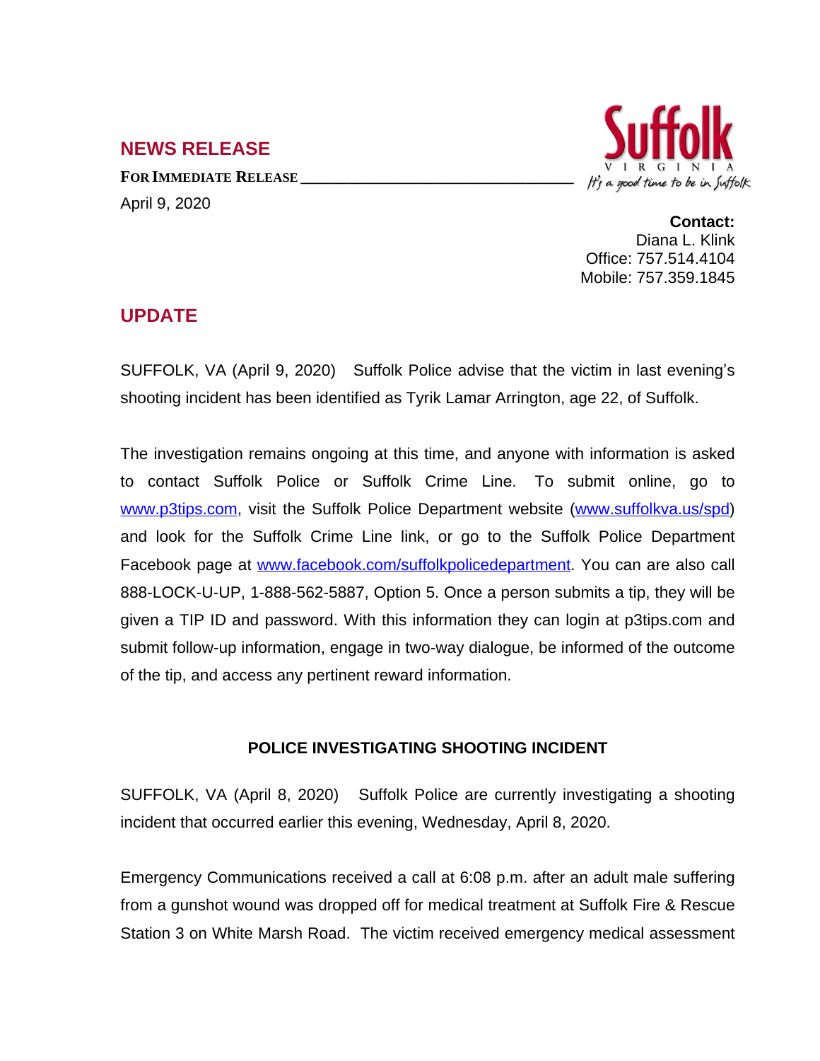## NEWS RELEASE

**FOR IMMEDIATE RELEASE**

April 9, 2020

**Suffolk**
VIRGINIA
*It's a good time to be in Suffolk*

**Contact:**
Diana L. Klink
Office: 757.514.4104
Mobile: 757.359.1845

## UPDATE

SUFFOLK, VA (April 9, 2020) Suffolk Police advise that the victim in last evening's shooting incident has been identified as Tyrik Lamar Arrington, age 22, of Suffolk.

The investigation remains ongoing at this time, and anyone with information is asked to contact Suffolk Police or Suffolk Crime Line. To submit online, go to www.p3tips.com, visit the Suffolk Police Department website (www.suffolkva.us/spd) and look for the Suffolk Crime Line link, or go to the Suffolk Police Department Facebook page at www.facebook.com/suffolkpolicedepartment. You can are also call 888-LOCK-U-UP, 1-888-562-5887, Option 5. Once a person submits a tip, they will be given a TIP ID and password. With this information they can login at p3tips.com and submit follow-up information, engage in two-way dialogue, be informed of the outcome of the tip, and access any pertinent reward information.

### POLICE INVESTIGATING SHOOTING INCIDENT

SUFFOLK, VA (April 8, 2020) Suffolk Police are currently investigating a shooting incident that occurred earlier this evening, Wednesday, April 8, 2020.

Emergency Communications received a call at 6:08 p.m. after an adult male suffering from a gunshot wound was dropped off for medical treatment at Suffolk Fire & Rescue Station 3 on White Marsh Road. The victim received emergency medical assessment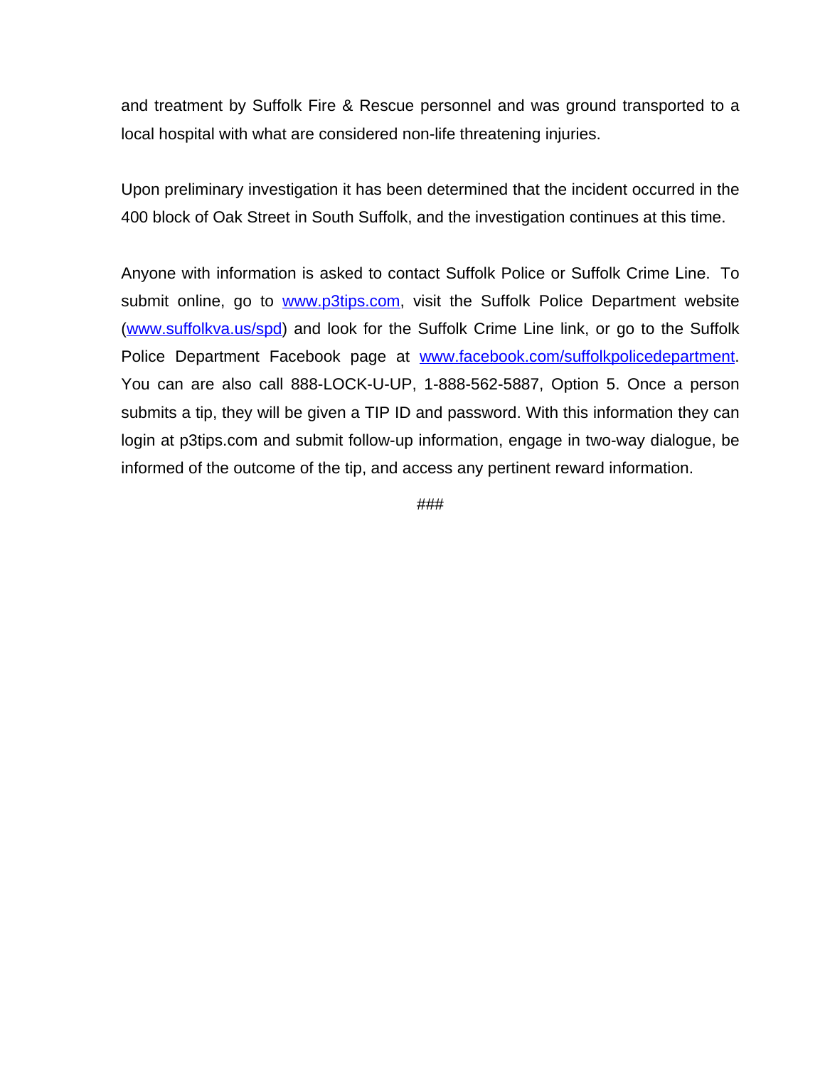and treatment by Suffolk Fire & Rescue personnel and was ground transported to a local hospital with what are considered non-life threatening injuries.

Upon preliminary investigation it has been determined that the incident occurred in the 400 block of Oak Street in South Suffolk, and the investigation continues at this time.

Anyone with information is asked to contact Suffolk Police or Suffolk Crime Line. To submit online, go to www.p3tips.com, visit the Suffolk Police Department website (www.suffolkva.us/spd) and look for the Suffolk Crime Line link, or go to the Suffolk Police Department Facebook page at www.facebook.com/suffolkpolicedepartment. You can are also call 888-LOCK-U-UP, 1-888-562-5887, Option 5. Once a person submits a tip, they will be given a TIP ID and password. With this information they can login at p3tips.com and submit follow-up information, engage in two-way dialogue, be informed of the outcome of the tip, and access any pertinent reward information.

###